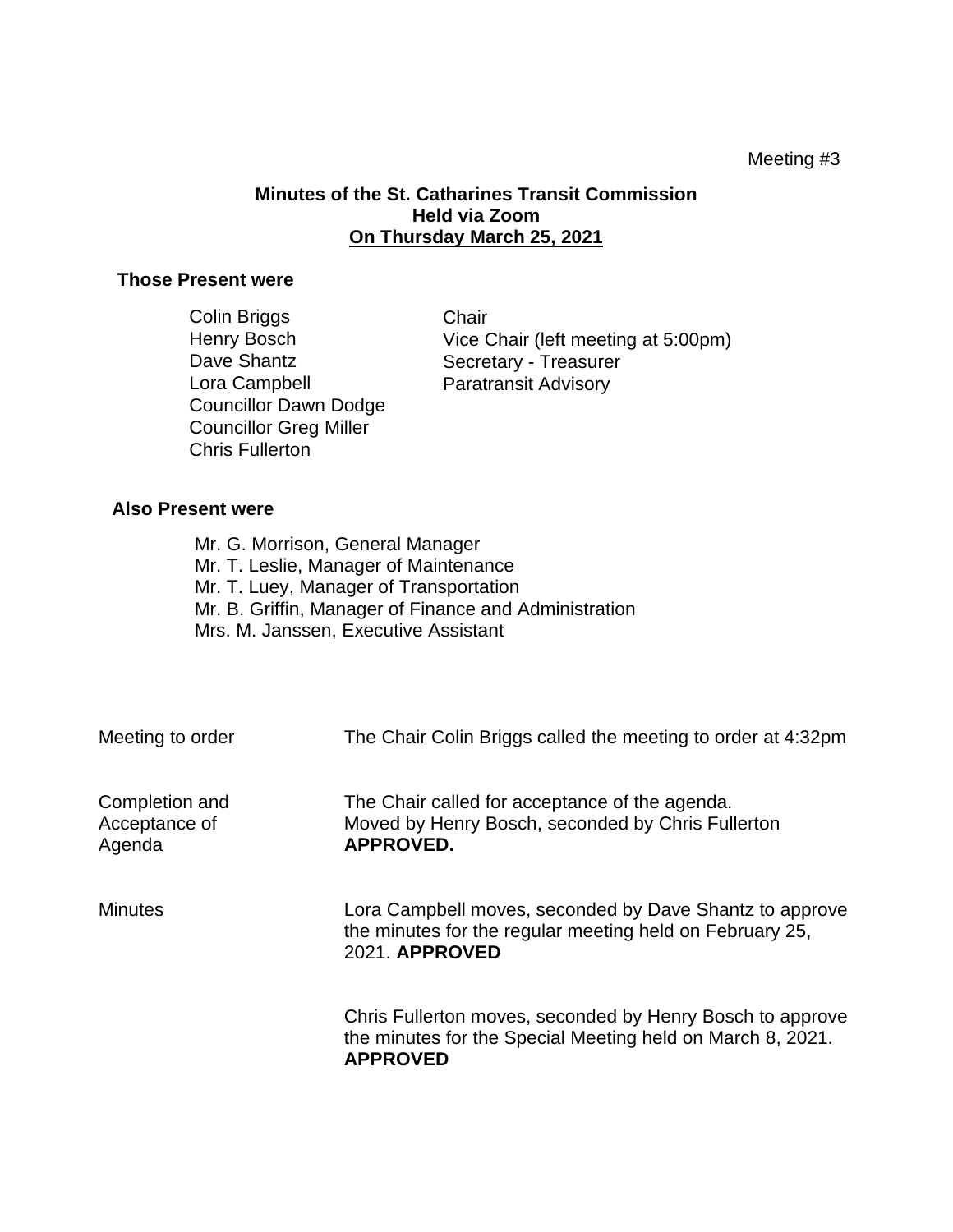Meeting #3

**Minutes of the St. Catharines Transit Commission**
**Held via Zoom**
**On Thursday March 25, 2021**

**Those Present were**

| | |
|---|---|
| Colin Briggs | Chair |
| Henry Bosch | Vice Chair (left meeting at 5:00pm) |
| Dave Shantz | Secretary - Treasurer |
| Lora Campbell | Paratransit Advisory |
| Councillor Dawn Dodge | |
| Councillor Greg Miller | |
| Chris Fullerton | |

**Also Present were**

Mr. G. Morrison, General Manager
Mr. T. Leslie, Manager of Maintenance
Mr. T. Luey, Manager of Transportation
Mr. B. Griffin, Manager of Finance and Administration
Mrs. M. Janssen, Executive Assistant

| | |
|---|---|
| Meeting to order | The Chair Colin Briggs called the meeting to order at 4:32pm |
| Completion and Acceptance of Agenda | The Chair called for acceptance of the agenda. Moved by Henry Bosch, seconded by Chris Fullerton **APPROVED.** |
| Minutes | Lora Campbell moves, seconded by Dave Shantz to approve the minutes for the regular meeting held on February 25, 2021. **APPROVED** |
| | Chris Fullerton moves, seconded by Henry Bosch to approve the minutes for the Special Meeting held on March 8, 2021. **APPROVED** |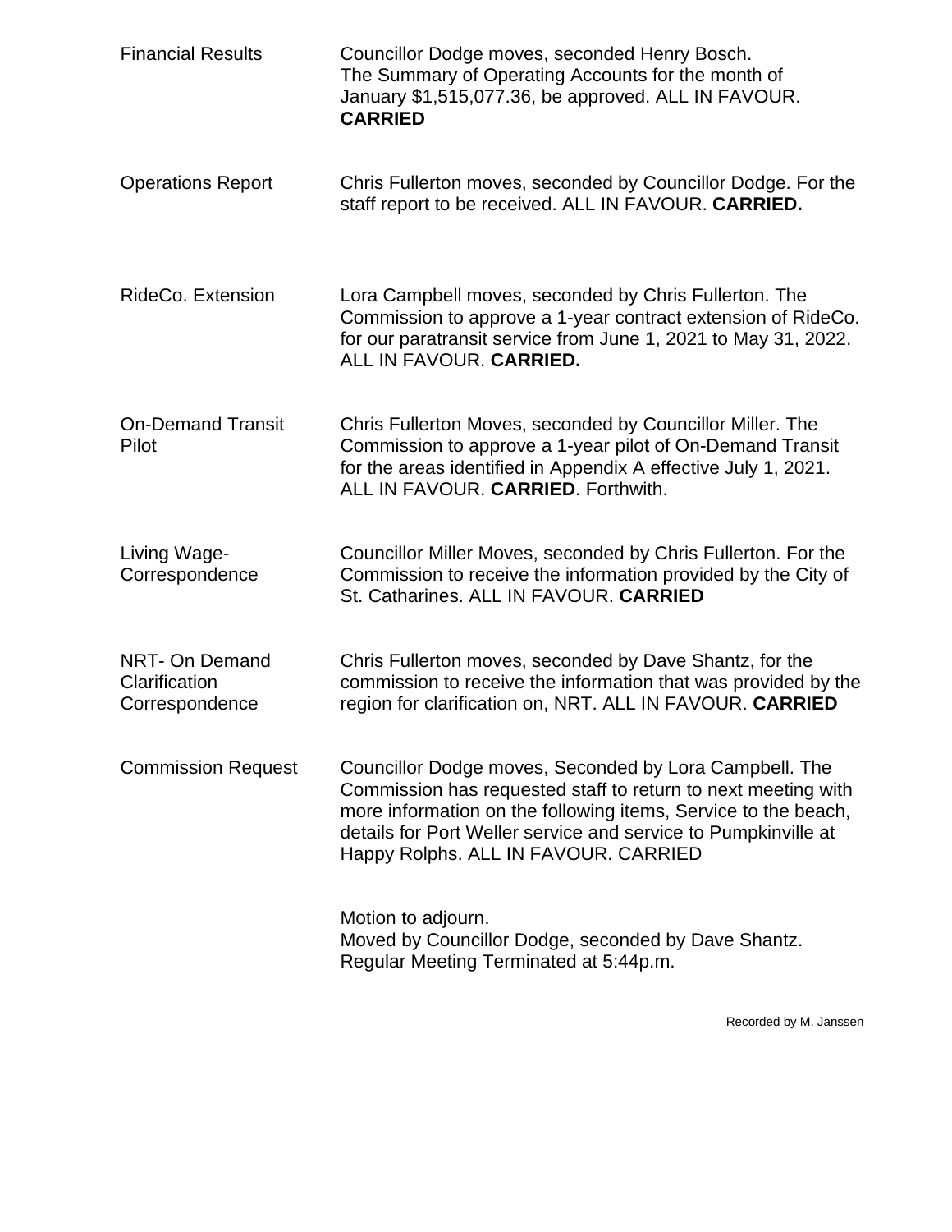| | |
|---|---|
| Financial Results | Councillor Dodge moves, seconded Henry Bosch. The Summary of Operating Accounts for the month of January $1,515,077.36, be approved. ALL IN FAVOUR. **CARRIED** |
| Operations Report | Chris Fullerton moves, seconded by Councillor Dodge. For the staff report to be received. ALL IN FAVOUR. **CARRIED.** |
| RideCo. Extension | Lora Campbell moves, seconded by Chris Fullerton. The Commission to approve a 1-year contract extension of RideCo. for our paratransit service from June 1, 2021 to May 31, 2022. ALL IN FAVOUR. **CARRIED.** |
| On-Demand Transit Pilot | Chris Fullerton Moves, seconded by Councillor Miller. The Commission to approve a 1-year pilot of On-Demand Transit for the areas identified in Appendix A effective July 1, 2021. ALL IN FAVOUR. **CARRIED**. Forthwith. |
| Living Wage-Correspondence | Councillor Miller Moves, seconded by Chris Fullerton. For the Commission to receive the information provided by the City of St. Catharines. ALL IN FAVOUR. **CARRIED** |
| NRT- On Demand Clarification Correspondence | Chris Fullerton moves, seconded by Dave Shantz, for the commission to receive the information that was provided by the region for clarification on, NRT. ALL IN FAVOUR. **CARRIED** |
| Commission Request | Councillor Dodge moves, Seconded by Lora Campbell. The Commission has requested staff to return to next meeting with more information on the following items, Service to the beach, details for Port Weller service and service to Pumpkinville at Happy Rolphs. ALL IN FAVOUR. CARRIED |

Motion to adjourn.
Moved by Councillor Dodge, seconded by Dave Shantz.
Regular Meeting Terminated at 5:44p.m.

Recorded by M. Janssen